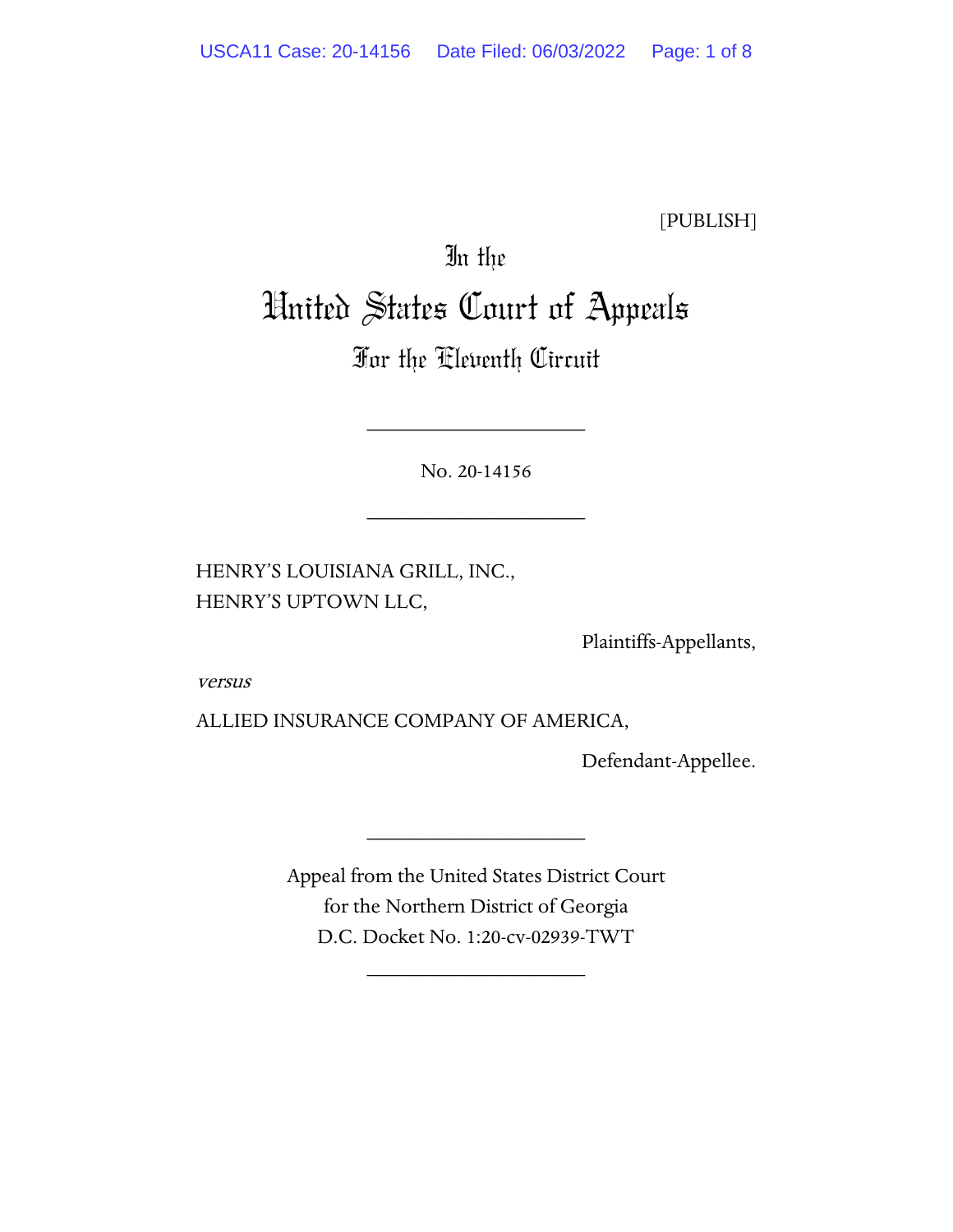[PUBLISH]

In the

# United States Court of Appeals

## For the Eleventh Circuit

____________________

No. 20-14156

____________________

HENRY'S LOUISIANA GRILL, INC.,
HENRY'S UPTOWN LLC,

Plaintiffs-Appellants,

*versus*

ALLIED INSURANCE COMPANY OF AMERICA,

Defendant-Appellee.

____________________

Appeal from the United States District Court
for the Northern District of Georgia
D.C. Docket No. 1:20-cv-02939-TWT

____________________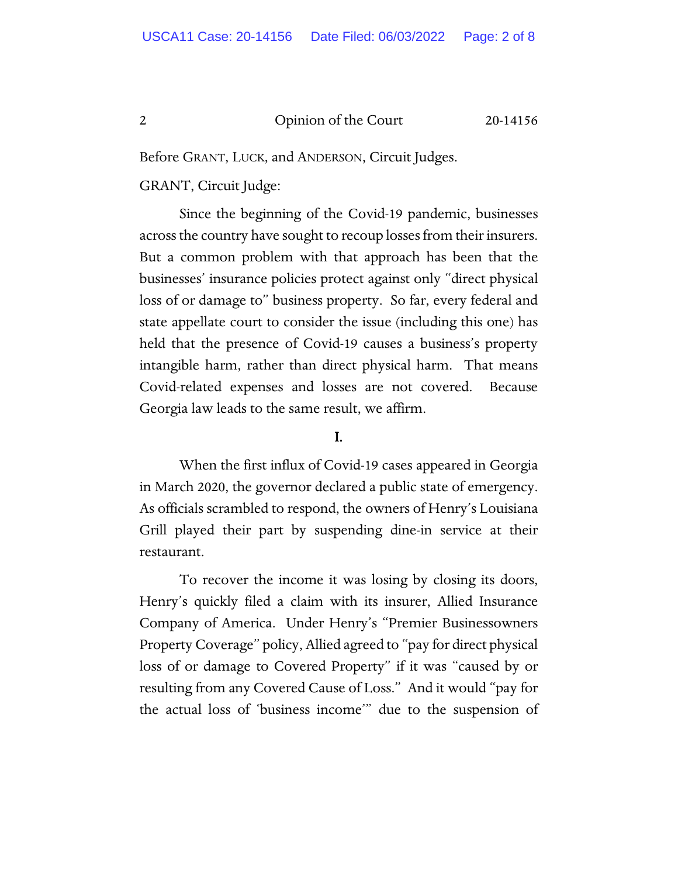Before GRANT, LUCK, and ANDERSON, Circuit Judges.

GRANT, Circuit Judge:

Since the beginning of the Covid-19 pandemic, businesses across the country have sought to recoup losses from their insurers. But a common problem with that approach has been that the businesses' insurance policies protect against only "direct physical loss of or damage to" business property. So far, every federal and state appellate court to consider the issue (including this one) has held that the presence of Covid-19 causes a business's property intangible harm, rather than direct physical harm. That means Covid-related expenses and losses are not covered. Because Georgia law leads to the same result, we affirm.

## I.

When the first influx of Covid-19 cases appeared in Georgia in March 2020, the governor declared a public state of emergency. As officials scrambled to respond, the owners of Henry's Louisiana Grill played their part by suspending dine-in service at their restaurant.

To recover the income it was losing by closing its doors, Henry's quickly filed a claim with its insurer, Allied Insurance Company of America. Under Henry's "Premier Businessowners Property Coverage" policy, Allied agreed to "pay for direct physical loss of or damage to Covered Property" if it was "caused by or resulting from any Covered Cause of Loss." And it would "pay for the actual loss of 'business income'" due to the suspension of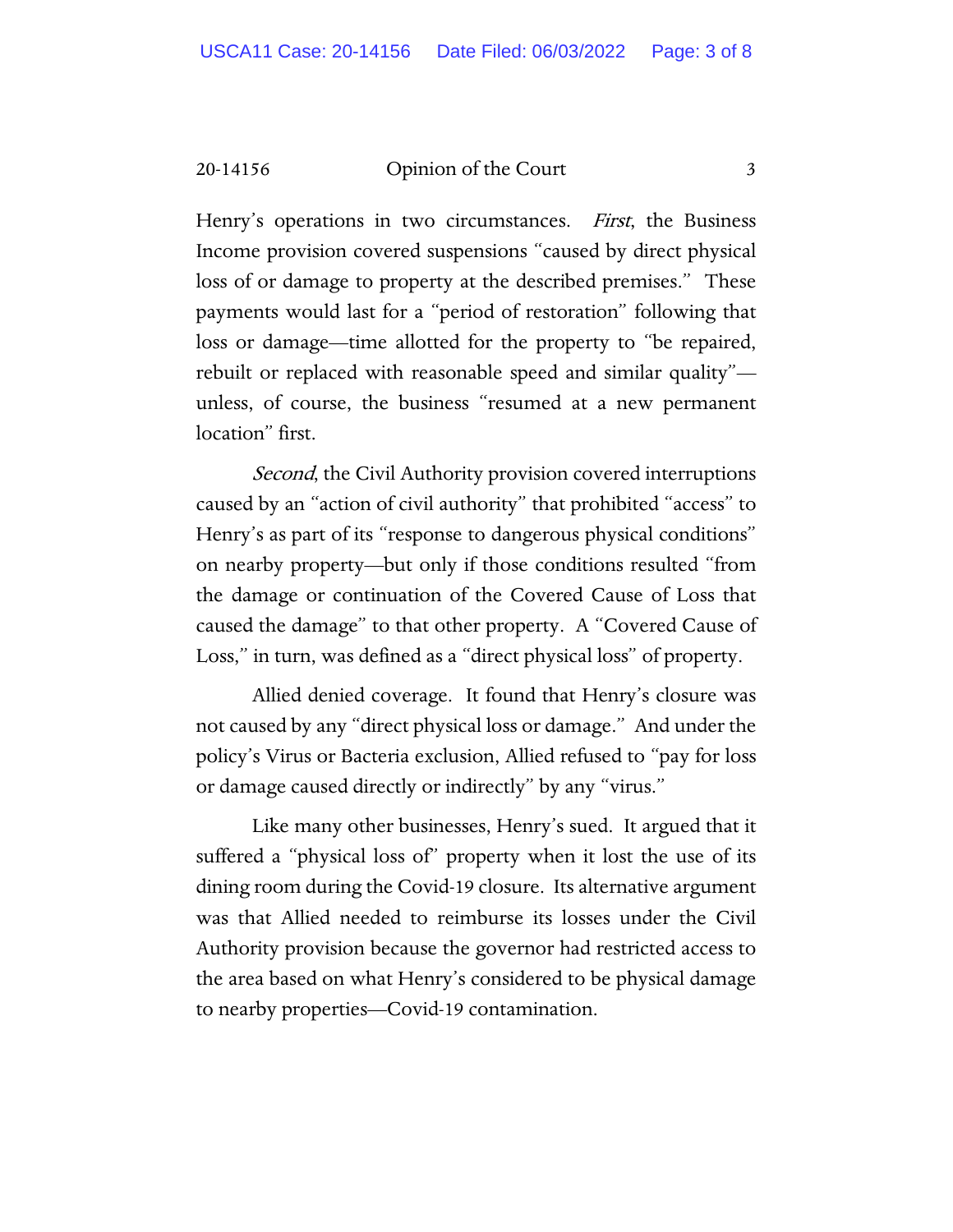Henry's operations in two circumstances. *First*, the Business Income provision covered suspensions "caused by direct physical loss of or damage to property at the described premises." These payments would last for a "period of restoration" following that loss or damage—time allotted for the property to "be repaired, rebuilt or replaced with reasonable speed and similar quality"—unless, of course, the business "resumed at a new permanent location" first.

*Second*, the Civil Authority provision covered interruptions caused by an "action of civil authority" that prohibited "access" to Henry's as part of its "response to dangerous physical conditions" on nearby property—but only if those conditions resulted "from the damage or continuation of the Covered Cause of Loss that caused the damage" to that other property. A "Covered Cause of Loss," in turn, was defined as a "direct physical loss" of property.

Allied denied coverage. It found that Henry's closure was not caused by any "direct physical loss or damage." And under the policy's Virus or Bacteria exclusion, Allied refused to "pay for loss or damage caused directly or indirectly" by any "virus."

Like many other businesses, Henry's sued. It argued that it suffered a "physical loss of" property when it lost the use of its dining room during the Covid-19 closure. Its alternative argument was that Allied needed to reimburse its losses under the Civil Authority provision because the governor had restricted access to the area based on what Henry's considered to be physical damage to nearby properties—Covid-19 contamination.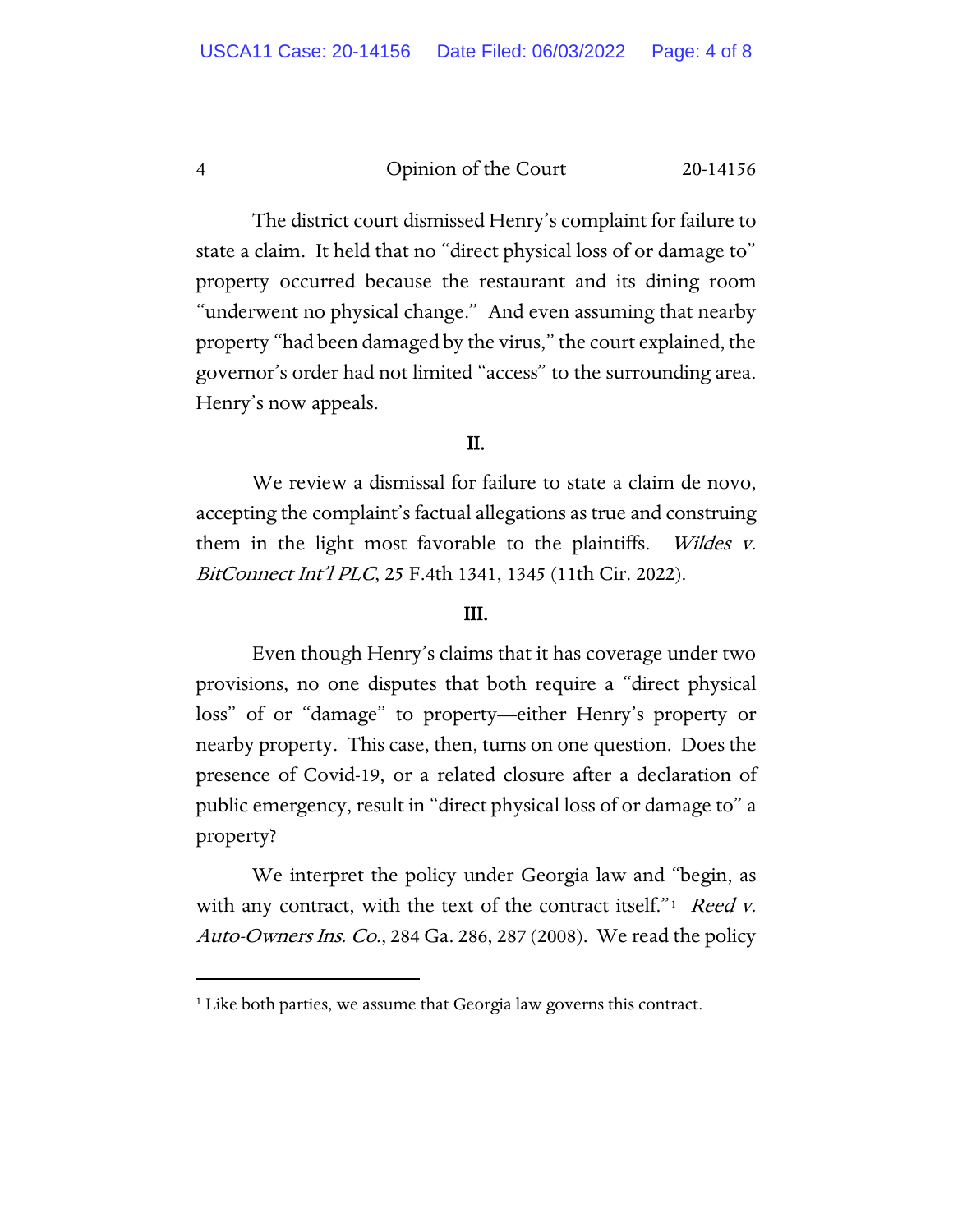The district court dismissed Henry's complaint for failure to state a claim. It held that no "direct physical loss of or damage to" property occurred because the restaurant and its dining room "underwent no physical change." And even assuming that nearby property "had been damaged by the virus," the court explained, the governor's order had not limited "access" to the surrounding area. Henry's now appeals.

## II.

We review a dismissal for failure to state a claim de novo, accepting the complaint's factual allegations as true and construing them in the light most favorable to the plaintiffs. *Wildes v. BitConnect Int'l PLC*, 25 F.4th 1341, 1345 (11th Cir. 2022).

## III.

Even though Henry's claims that it has coverage under two provisions, no one disputes that both require a "direct physical loss" of or "damage" to property—either Henry's property or nearby property. This case, then, turns on one question. Does the presence of Covid-19, or a related closure after a declaration of public emergency, result in "direct physical loss of or damage to" a property?

We interpret the policy under Georgia law and "begin, as with any contract, with the text of the contract itself."[1] *Reed v. Auto-Owners Ins. Co.*, 284 Ga. 286, 287 (2008). We read the policy

[1] Like both parties, we assume that Georgia law governs this contract.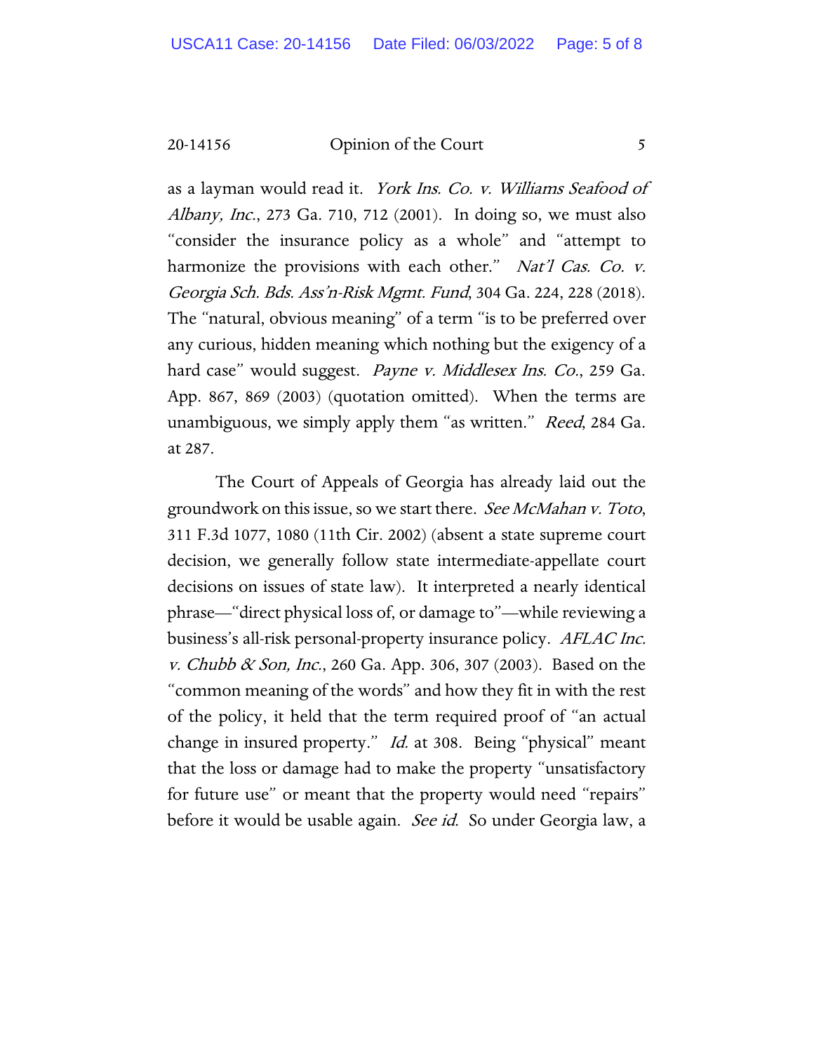as a layman would read it. *York Ins. Co. v. Williams Seafood of Albany, Inc.*, 273 Ga. 710, 712 (2001). In doing so, we must also "consider the insurance policy as a whole" and "attempt to harmonize the provisions with each other." *Nat'l Cas. Co. v. Georgia Sch. Bds. Ass'n-Risk Mgmt. Fund*, 304 Ga. 224, 228 (2018). The "natural, obvious meaning" of a term "is to be preferred over any curious, hidden meaning which nothing but the exigency of a hard case" would suggest. *Payne v. Middlesex Ins. Co.*, 259 Ga. App. 867, 869 (2003) (quotation omitted). When the terms are unambiguous, we simply apply them "as written." *Reed*, 284 Ga. at 287.

The Court of Appeals of Georgia has already laid out the groundwork on this issue, so we start there. *See McMahan v. Toto*, 311 F.3d 1077, 1080 (11th Cir. 2002) (absent a state supreme court decision, we generally follow state intermediate-appellate court decisions on issues of state law). It interpreted a nearly identical phrase—"direct physical loss of, or damage to"—while reviewing a business's all-risk personal-property insurance policy. *AFLAC Inc. v. Chubb & Son, Inc.*, 260 Ga. App. 306, 307 (2003). Based on the "common meaning of the words" and how they fit in with the rest of the policy, it held that the term required proof of "an actual change in insured property." *Id.* at 308. Being "physical" meant that the loss or damage had to make the property "unsatisfactory for future use" or meant that the property would need "repairs" before it would be usable again. *See id.* So under Georgia law, a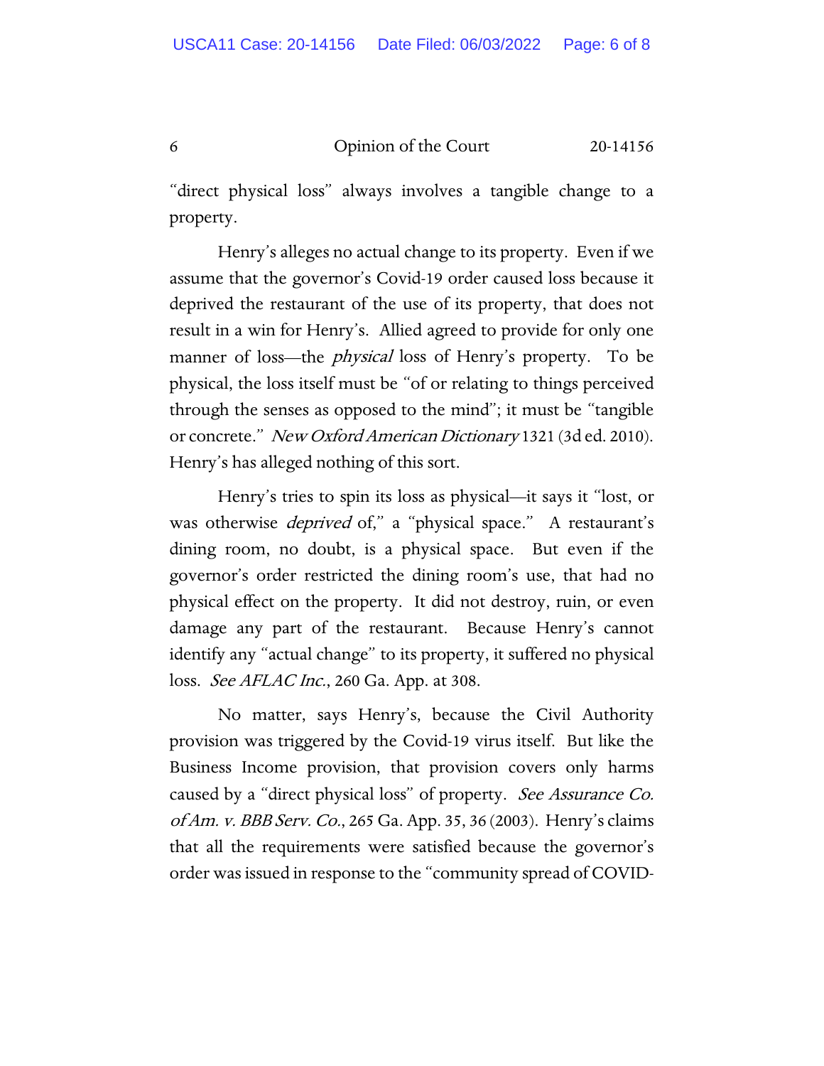"direct physical loss" always involves a tangible change to a property.

Henry's alleges no actual change to its property. Even if we assume that the governor's Covid-19 order caused loss because it deprived the restaurant of the use of its property, that does not result in a win for Henry's. Allied agreed to provide for only one manner of loss—the *physical* loss of Henry's property. To be physical, the loss itself must be "of or relating to things perceived through the senses as opposed to the mind"; it must be "tangible or concrete." *New Oxford American Dictionary* 1321 (3d ed. 2010). Henry's has alleged nothing of this sort.

Henry's tries to spin its loss as physical—it says it "lost, or was otherwise *deprived* of," a "physical space." A restaurant's dining room, no doubt, is a physical space. But even if the governor's order restricted the dining room's use, that had no physical effect on the property. It did not destroy, ruin, or even damage any part of the restaurant. Because Henry's cannot identify any "actual change" to its property, it suffered no physical loss. *See AFLAC Inc.*, 260 Ga. App. at 308.

No matter, says Henry's, because the Civil Authority provision was triggered by the Covid-19 virus itself. But like the Business Income provision, that provision covers only harms caused by a "direct physical loss" of property. *See Assurance Co. of Am. v. BBB Serv. Co.*, 265 Ga. App. 35, 36 (2003). Henry's claims that all the requirements were satisfied because the governor's order was issued in response to the "community spread of COVID-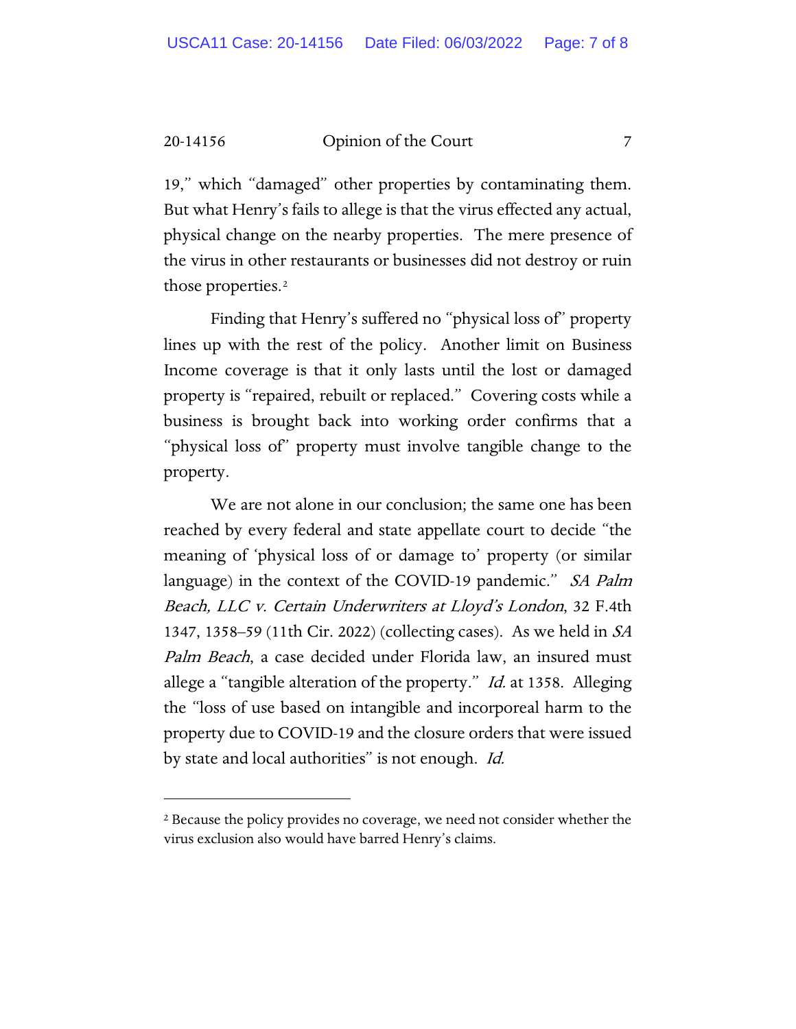19," which "damaged" other properties by contaminating them. But what Henry's fails to allege is that the virus effected any actual, physical change on the nearby properties. The mere presence of the virus in other restaurants or businesses did not destroy or ruin those properties.[2]

Finding that Henry's suffered no "physical loss of" property lines up with the rest of the policy. Another limit on Business Income coverage is that it only lasts until the lost or damaged property is "repaired, rebuilt or replaced." Covering costs while a business is brought back into working order confirms that a "physical loss of" property must involve tangible change to the property.

We are not alone in our conclusion; the same one has been reached by every federal and state appellate court to decide "the meaning of 'physical loss of or damage to' property (or similar language) in the context of the COVID-19 pandemic." *SA Palm Beach, LLC v. Certain Underwriters at Lloyd's London*, 32 F.4th 1347, 1358–59 (11th Cir. 2022) (collecting cases). As we held in *SA Palm Beach*, a case decided under Florida law, an insured must allege a "tangible alteration of the property." *Id.* at 1358. Alleging the "loss of use based on intangible and incorporeal harm to the property due to COVID-19 and the closure orders that were issued by state and local authorities" is not enough. *Id.*

---

[2] Because the policy provides no coverage, we need not consider whether the virus exclusion also would have barred Henry's claims.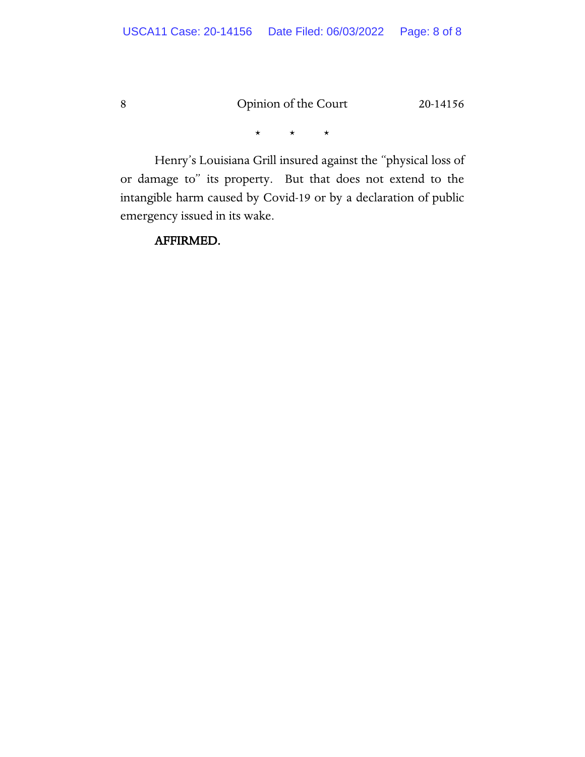\* \* \*

Henry's Louisiana Grill insured against the "physical loss of or damage to" its property. But that does not extend to the intangible harm caused by Covid-19 or by a declaration of public emergency issued in its wake.

**AFFIRMED.**